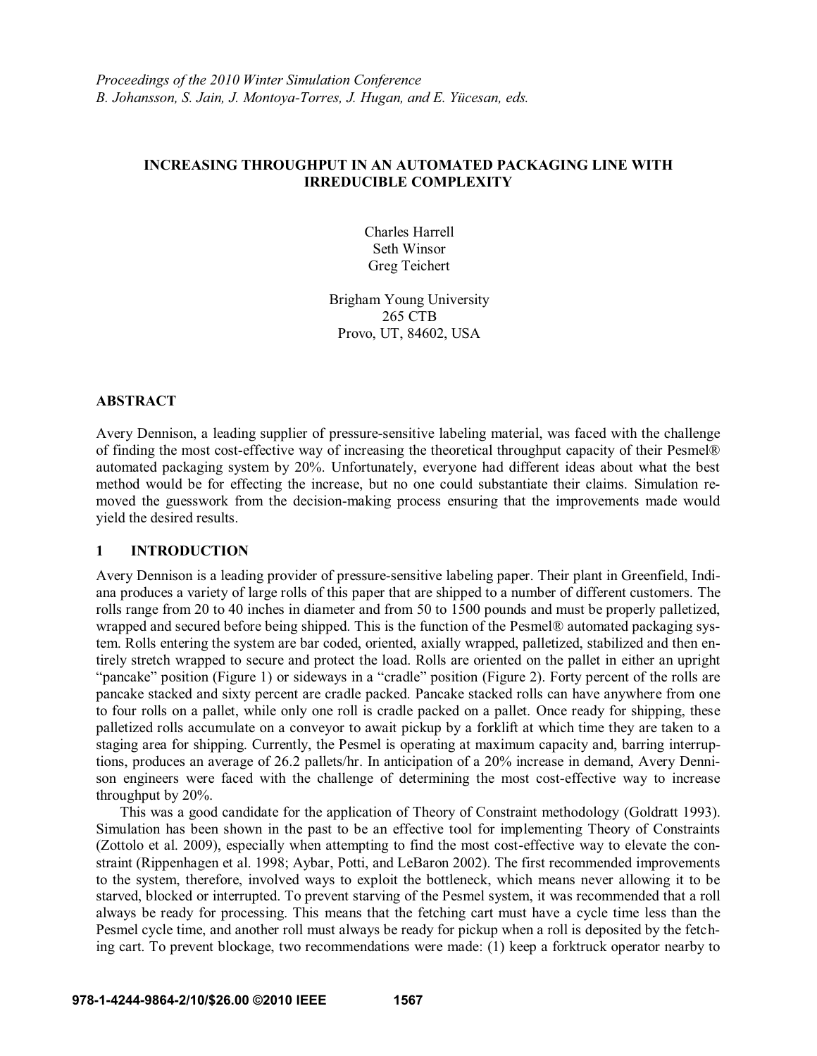*Proceedings of the 2010 Winter Simulation Conference*
*B. Johansson, S. Jain, J. Montoya-Torres, J. Hugan, and E. Yücesan, eds.*

# INCREASING THROUGHPUT IN AN AUTOMATED PACKAGING LINE WITH IRREDUCIBLE COMPLEXITY

Charles Harrell
Seth Winsor
Greg Teichert

Brigham Young University
265 CTB
Provo, UT, 84602, USA

## ABSTRACT

Avery Dennison, a leading supplier of pressure-sensitive labeling material, was faced with the challenge of finding the most cost-effective way of increasing the theoretical throughput capacity of their Pesmel® automated packaging system by 20%. Unfortunately, everyone had different ideas about what the best method would be for effecting the increase, but no one could substantiate their claims. Simulation removed the guesswork from the decision-making process ensuring that the improvements made would yield the desired results.

## 1 INTRODUCTION

Avery Dennison is a leading provider of pressure-sensitive labeling paper. Their plant in Greenfield, Indiana produces a variety of large rolls of this paper that are shipped to a number of different customers. The rolls range from 20 to 40 inches in diameter and from 50 to 1500 pounds and must be properly palletized, wrapped and secured before being shipped. This is the function of the Pesmel® automated packaging system. Rolls entering the system are bar coded, oriented, axially wrapped, palletized, stabilized and then entirely stretch wrapped to secure and protect the load. Rolls are oriented on the pallet in either an upright "pancake" position (Figure 1) or sideways in a "cradle" position (Figure 2). Forty percent of the rolls are pancake stacked and sixty percent are cradle packed. Pancake stacked rolls can have anywhere from one to four rolls on a pallet, while only one roll is cradle packed on a pallet. Once ready for shipping, these palletized rolls accumulate on a conveyor to await pickup by a forklift at which time they are taken to a staging area for shipping. Currently, the Pesmel is operating at maximum capacity and, barring interruptions, produces an average of 26.2 pallets/hr. In anticipation of a 20% increase in demand, Avery Dennison engineers were faced with the challenge of determining the most cost-effective way to increase throughput by 20%.

This was a good candidate for the application of Theory of Constraint methodology (Goldratt 1993). Simulation has been shown in the past to be an effective tool for implementing Theory of Constraints (Zottolo et al. 2009), especially when attempting to find the most cost-effective way to elevate the constraint (Rippenhagen et al. 1998; Aybar, Potti, and LeBaron 2002). The first recommended improvements to the system, therefore, involved ways to exploit the bottleneck, which means never allowing it to be starved, blocked or interrupted. To prevent starving of the Pesmel system, it was recommended that a roll always be ready for processing. This means that the fetching cart must have a cycle time less than the Pesmel cycle time, and another roll must always be ready for pickup when a roll is deposited by the fetching cart. To prevent blockage, two recommendations were made: (1) keep a forktruck operator nearby to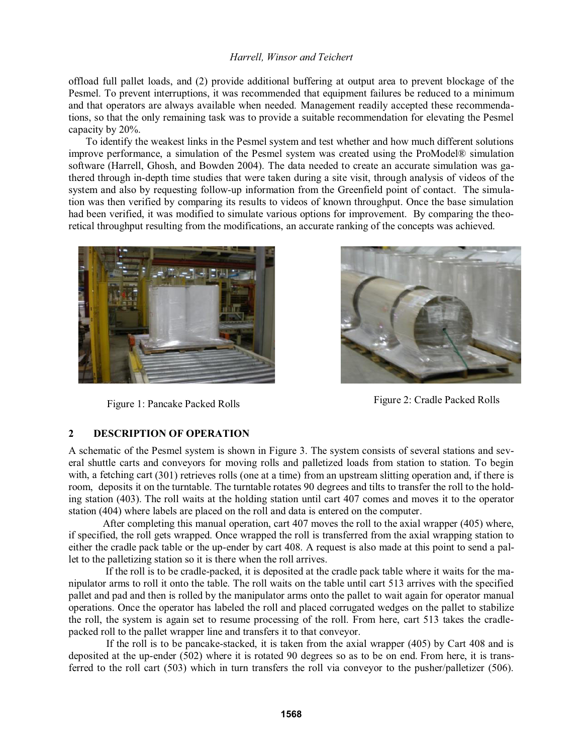offload full pallet loads, and (2) provide additional buffering at output area to prevent blockage of the Pesmel. To prevent interruptions, it was recommended that equipment failures be reduced to a minimum and that operators are always available when needed. Management readily accepted these recommendations, so that the only remaining task was to provide a suitable recommendation for elevating the Pesmel capacity by 20%.

To identify the weakest links in the Pesmel system and test whether and how much different solutions improve performance, a simulation of the Pesmel system was created using the ProModel® simulation software (Harrell, Ghosh, and Bowden 2004). The data needed to create an accurate simulation was gathered through in-depth time studies that were taken during a site visit, through analysis of videos of the system and also by requesting follow-up information from the Greenfield point of contact. The simulation was then verified by comparing its results to videos of known throughput. Once the base simulation had been verified, it was modified to simulate various options for improvement. By comparing the theoretical throughput resulting from the modifications, an accurate ranking of the concepts was achieved.

Figure 1: Pancake Packed Rolls

Figure 2: Cradle Packed Rolls

## 2 DESCRIPTION OF OPERATION

A schematic of the Pesmel system is shown in Figure 3. The system consists of several stations and several shuttle carts and conveyors for moving rolls and palletized loads from station to station. To begin with, a fetching cart (301) retrieves rolls (one at a time) from an upstream slitting operation and, if there is room, deposits it on the turntable. The turntable rotates 90 degrees and tilts to transfer the roll to the holding station (403). The roll waits at the holding station until cart 407 comes and moves it to the operator station (404) where labels are placed on the roll and data is entered on the computer.

After completing this manual operation, cart 407 moves the roll to the axial wrapper (405) where, if specified, the roll gets wrapped. Once wrapped the roll is transferred from the axial wrapping station to either the cradle pack table or the up-ender by cart 408. A request is also made at this point to send a pallet to the palletizing station so it is there when the roll arrives.

If the roll is to be cradle-packed, it is deposited at the cradle pack table where it waits for the manipulator arms to roll it onto the table. The roll waits on the table until cart 513 arrives with the specified pallet and pad and then is rolled by the manipulator arms onto the pallet to wait again for operator manual operations. Once the operator has labeled the roll and placed corrugated wedges on the pallet to stabilize the roll, the system is again set to resume processing of the roll. From here, cart 513 takes the cradle-packed roll to the pallet wrapper line and transfers it to that conveyor.

If the roll is to be pancake-stacked, it is taken from the axial wrapper (405) by Cart 408 and is deposited at the up-ender (502) where it is rotated 90 degrees so as to be on end. From here, it is transferred to the roll cart (503) which in turn transfers the roll via conveyor to the pusher/palletizer (506).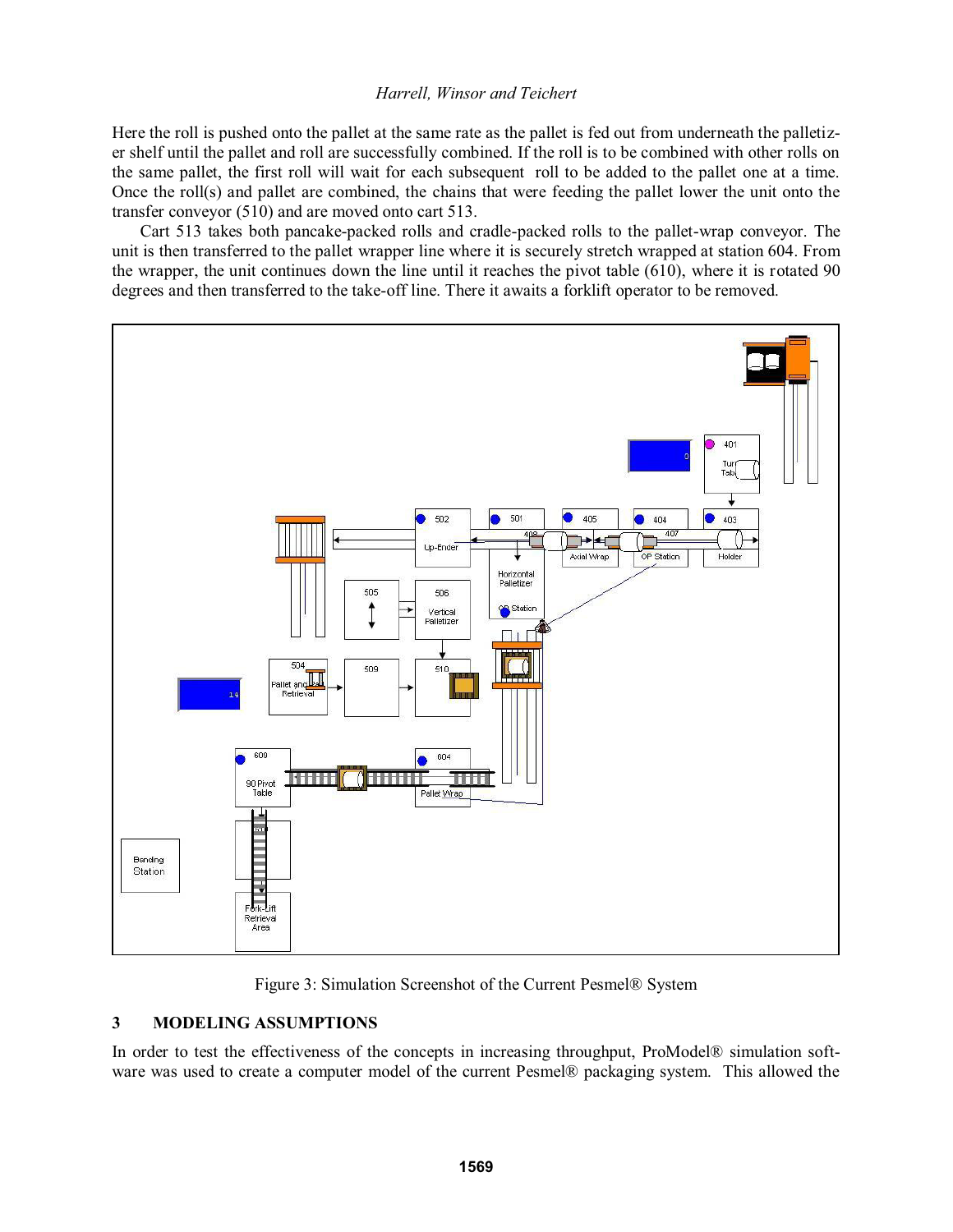Here the roll is pushed onto the pallet at the same rate as the pallet is fed out from underneath the palletizer shelf until the pallet and roll are successfully combined. If the roll is to be combined with other rolls on the same pallet, the first roll will wait for each subsequent roll to be added to the pallet one at a time. Once the roll(s) and pallet are combined, the chains that were feeding the pallet lower the unit onto the transfer conveyor (510) and are moved onto cart 513.

Cart 513 takes both pancake-packed rolls and cradle-packed rolls to the pallet-wrap conveyor. The unit is then transferred to the pallet wrapper line where it is securely stretch wrapped at station 604. From the wrapper, the unit continues down the line until it reaches the pivot table (610), where it is rotated 90 degrees and then transferred to the take-off line. There it awaits a forklift operator to be removed.

Figure 3: Simulation Screenshot of the Current Pesmel® System

## 3 MODELING ASSUMPTIONS

In order to test the effectiveness of the concepts in increasing throughput, ProModel® simulation software was used to create a computer model of the current Pesmel® packaging system. This allowed the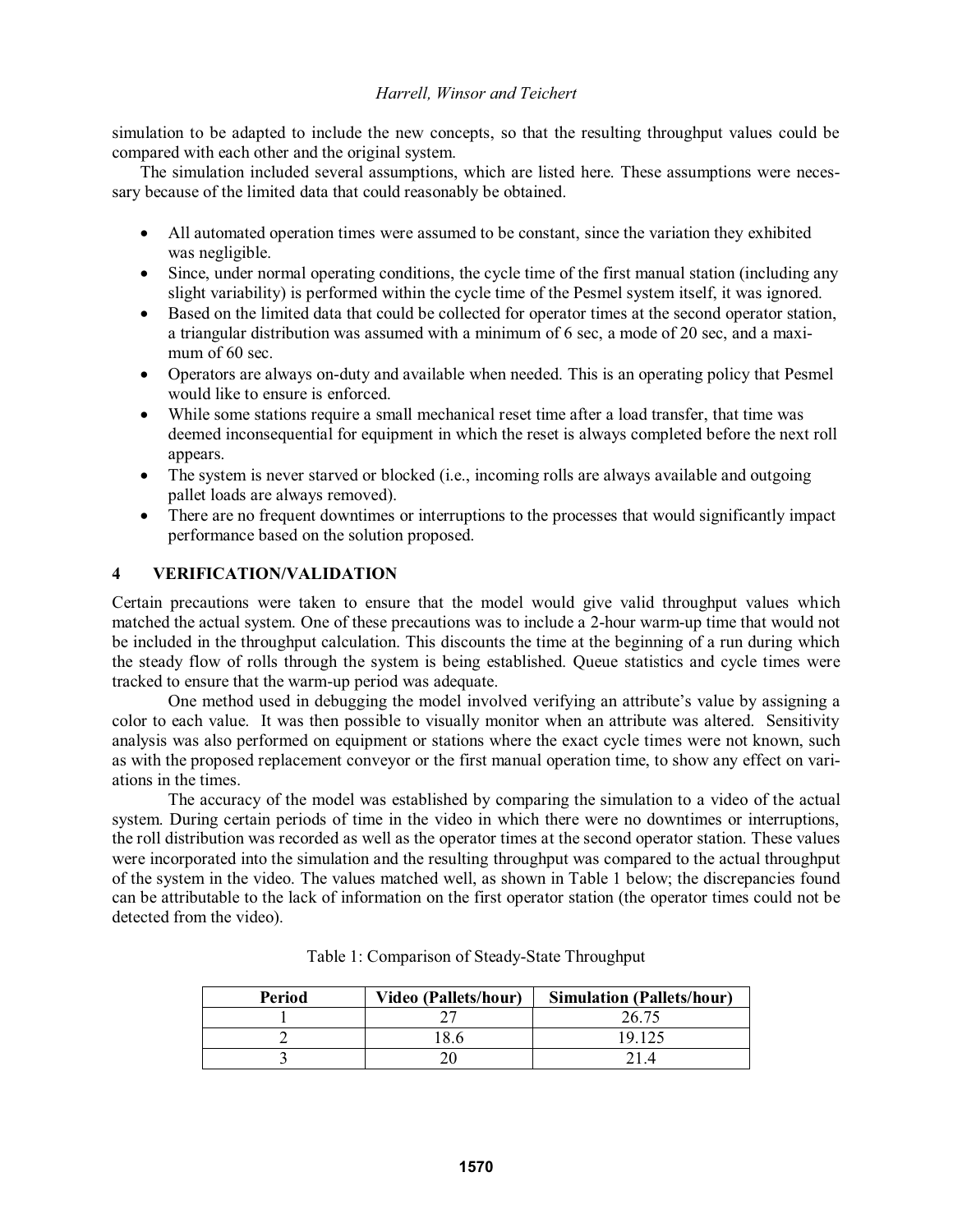simulation to be adapted to include the new concepts, so that the resulting throughput values could be compared with each other and the original system.

The simulation included several assumptions, which are listed here. These assumptions were necessary because of the limited data that could reasonably be obtained.

- All automated operation times were assumed to be constant, since the variation they exhibited was negligible.
- Since, under normal operating conditions, the cycle time of the first manual station (including any slight variability) is performed within the cycle time of the Pesmel system itself, it was ignored.
- Based on the limited data that could be collected for operator times at the second operator station, a triangular distribution was assumed with a minimum of 6 sec, a mode of 20 sec, and a maximum of 60 sec.
- Operators are always on-duty and available when needed. This is an operating policy that Pesmel would like to ensure is enforced.
- While some stations require a small mechanical reset time after a load transfer, that time was deemed inconsequential for equipment in which the reset is always completed before the next roll appears.
- The system is never starved or blocked (i.e., incoming rolls are always available and outgoing pallet loads are always removed).
- There are no frequent downtimes or interruptions to the processes that would significantly impact performance based on the solution proposed.

## 4 VERIFICATION/VALIDATION

Certain precautions were taken to ensure that the model would give valid throughput values which matched the actual system. One of these precautions was to include a 2-hour warm-up time that would not be included in the throughput calculation. This discounts the time at the beginning of a run during which the steady flow of rolls through the system is being established. Queue statistics and cycle times were tracked to ensure that the warm-up period was adequate.

One method used in debugging the model involved verifying an attribute's value by assigning a color to each value. It was then possible to visually monitor when an attribute was altered. Sensitivity analysis was also performed on equipment or stations where the exact cycle times were not known, such as with the proposed replacement conveyor or the first manual operation time, to show any effect on variations in the times.

The accuracy of the model was established by comparing the simulation to a video of the actual system. During certain periods of time in the video in which there were no downtimes or interruptions, the roll distribution was recorded as well as the operator times at the second operator station. These values were incorporated into the simulation and the resulting throughput was compared to the actual throughput of the system in the video. The values matched well, as shown in Table 1 below; the discrepancies found can be attributable to the lack of information on the first operator station (the operator times could not be detected from the video).

Table 1: Comparison of Steady-State Throughput

| Period | Video (Pallets/hour) | Simulation (Pallets/hour) |
|---|---|---|
| 1 | 27 | 26.75 |
| 2 | 18.6 | 19.125 |
| 3 | 20 | 21.4 |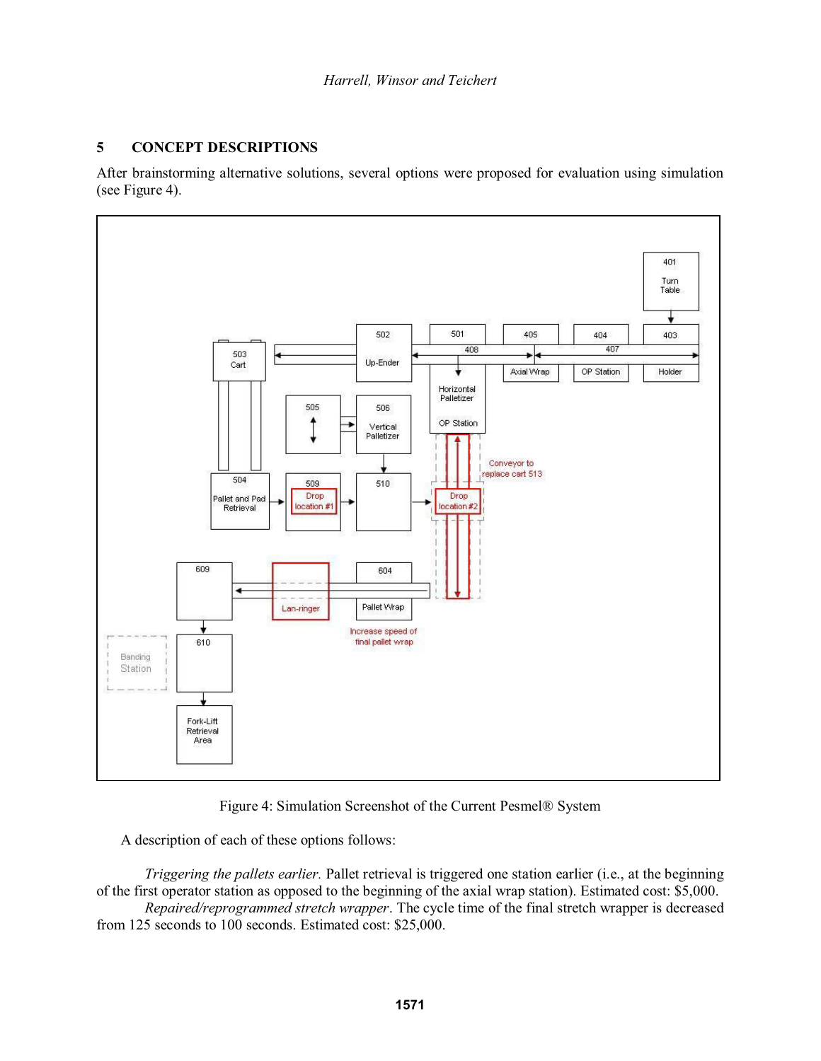## 5 CONCEPT DESCRIPTIONS

After brainstorming alternative solutions, several options were proposed for evaluation using simulation (see Figure 4).

Figure 4: Simulation Screenshot of the Current Pesmel® System

A description of each of these options follows:

*Triggering the pallets earlier.* Pallet retrieval is triggered one station earlier (i.e., at the beginning of the first operator station as opposed to the beginning of the axial wrap station). Estimated cost: $5,000.

*Repaired/reprogrammed stretch wrapper*. The cycle time of the final stretch wrapper is decreased from 125 seconds to 100 seconds. Estimated cost: $25,000.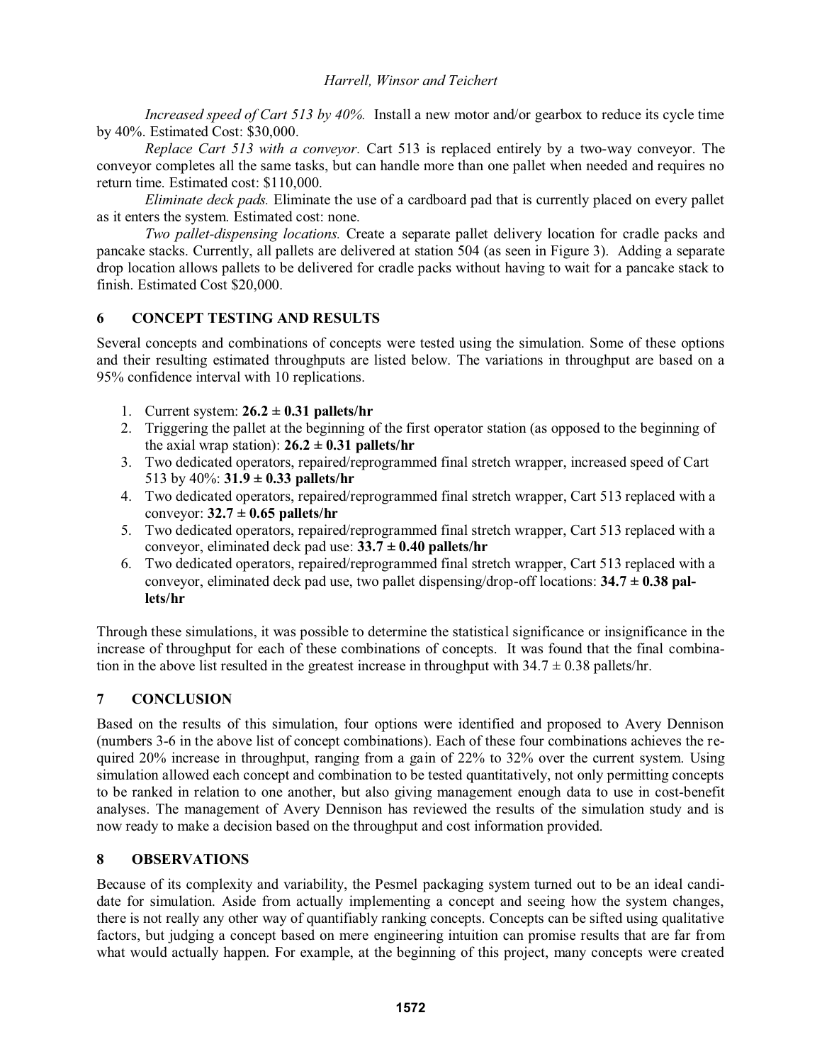*Increased speed of Cart 513 by 40%.* Install a new motor and/or gearbox to reduce its cycle time by 40%. Estimated Cost: $30,000.

*Replace Cart 513 with a conveyor.* Cart 513 is replaced entirely by a two-way conveyor. The conveyor completes all the same tasks, but can handle more than one pallet when needed and requires no return time. Estimated cost: $110,000.

*Eliminate deck pads.* Eliminate the use of a cardboard pad that is currently placed on every pallet as it enters the system. Estimated cost: none.

*Two pallet-dispensing locations.* Create a separate pallet delivery location for cradle packs and pancake stacks. Currently, all pallets are delivered at station 504 (as seen in Figure 3). Adding a separate drop location allows pallets to be delivered for cradle packs without having to wait for a pancake stack to finish. Estimated Cost $20,000.

## 6 CONCEPT TESTING AND RESULTS

Several concepts and combinations of concepts were tested using the simulation. Some of these options and their resulting estimated throughputs are listed below. The variations in throughput are based on a 95% confidence interval with 10 replications.

1. Current system: **26.2 ± 0.31 pallets/hr**
2. Triggering the pallet at the beginning of the first operator station (as opposed to the beginning of the axial wrap station): **26.2 ± 0.31 pallets/hr**
3. Two dedicated operators, repaired/reprogrammed final stretch wrapper, increased speed of Cart 513 by 40%: **31.9 ± 0.33 pallets/hr**
4. Two dedicated operators, repaired/reprogrammed final stretch wrapper, Cart 513 replaced with a conveyor: **32.7 ± 0.65 pallets/hr**
5. Two dedicated operators, repaired/reprogrammed final stretch wrapper, Cart 513 replaced with a conveyor, eliminated deck pad use: **33.7 ± 0.40 pallets/hr**
6. Two dedicated operators, repaired/reprogrammed final stretch wrapper, Cart 513 replaced with a conveyor, eliminated deck pad use, two pallet dispensing/drop-off locations: **34.7 ± 0.38 pallets/hr**

Through these simulations, it was possible to determine the statistical significance or insignificance in the increase of throughput for each of these combinations of concepts. It was found that the final combination in the above list resulted in the greatest increase in throughput with 34.7 ± 0.38 pallets/hr.

## 7 CONCLUSION

Based on the results of this simulation, four options were identified and proposed to Avery Dennison (numbers 3-6 in the above list of concept combinations). Each of these four combinations achieves the required 20% increase in throughput, ranging from a gain of 22% to 32% over the current system. Using simulation allowed each concept and combination to be tested quantitatively, not only permitting concepts to be ranked in relation to one another, but also giving management enough data to use in cost-benefit analyses. The management of Avery Dennison has reviewed the results of the simulation study and is now ready to make a decision based on the throughput and cost information provided.

## 8 OBSERVATIONS

Because of its complexity and variability, the Pesmel packaging system turned out to be an ideal candidate for simulation. Aside from actually implementing a concept and seeing how the system changes, there is not really any other way of quantifiably ranking concepts. Concepts can be sifted using qualitative factors, but judging a concept based on mere engineering intuition can promise results that are far from what would actually happen. For example, at the beginning of this project, many concepts were created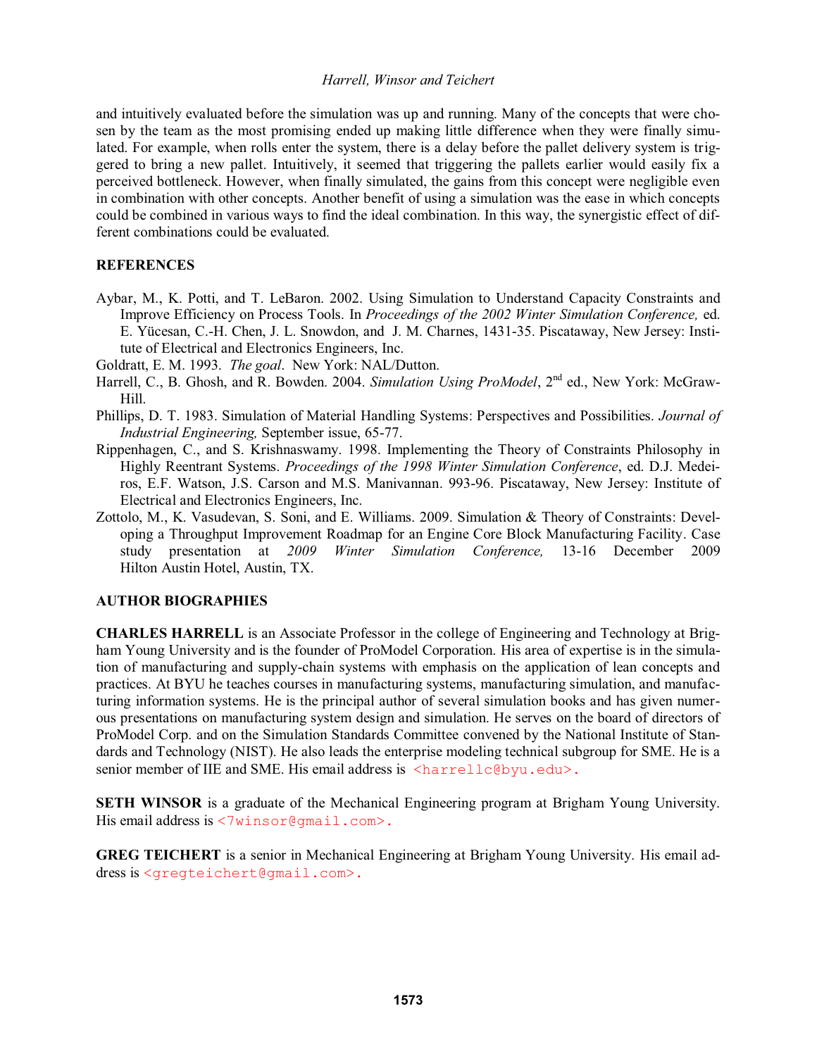and intuitively evaluated before the simulation was up and running. Many of the concepts that were chosen by the team as the most promising ended up making little difference when they were finally simulated. For example, when rolls enter the system, there is a delay before the pallet delivery system is triggered to bring a new pallet. Intuitively, it seemed that triggering the pallets earlier would easily fix a perceived bottleneck. However, when finally simulated, the gains from this concept were negligible even in combination with other concepts. Another benefit of using a simulation was the ease in which concepts could be combined in various ways to find the ideal combination. In this way, the synergistic effect of different combinations could be evaluated.

## REFERENCES

Aybar, M., K. Potti, and T. LeBaron. 2002. Using Simulation to Understand Capacity Constraints and Improve Efficiency on Process Tools. In *Proceedings of the 2002 Winter Simulation Conference,* ed. E. Yücesan, C.-H. Chen, J. L. Snowdon, and J. M. Charnes, 1431-35. Piscataway, New Jersey: Institute of Electrical and Electronics Engineers, Inc.

Goldratt, E. M. 1993. *The goal*. New York: NAL/Dutton.

Harrell, C., B. Ghosh, and R. Bowden. 2004. *Simulation Using ProModel*, 2nd ed., New York: McGraw-Hill.

Phillips, D. T. 1983. Simulation of Material Handling Systems: Perspectives and Possibilities. *Journal of Industrial Engineering,* September issue, 65-77.

Rippenhagen, C., and S. Krishnaswamy. 1998. Implementing the Theory of Constraints Philosophy in Highly Reentrant Systems. *Proceedings of the 1998 Winter Simulation Conference*, ed. D.J. Medeiros, E.F. Watson, J.S. Carson and M.S. Manivannan. 993-96. Piscataway, New Jersey: Institute of Electrical and Electronics Engineers, Inc.

Zottolo, M., K. Vasudevan, S. Soni, and E. Williams. 2009. Simulation & Theory of Constraints: Developing a Throughput Improvement Roadmap for an Engine Core Block Manufacturing Facility. Case study presentation at *2009 Winter Simulation Conference,* 13-16 December 2009 Hilton Austin Hotel, Austin, TX.

## AUTHOR BIOGRAPHIES

**CHARLES HARRELL** is an Associate Professor in the college of Engineering and Technology at Brigham Young University and is the founder of ProModel Corporation. His area of expertise is in the simulation of manufacturing and supply-chain systems with emphasis on the application of lean concepts and practices. At BYU he teaches courses in manufacturing systems, manufacturing simulation, and manufacturing information systems. He is the principal author of several simulation books and has given numerous presentations on manufacturing system design and simulation. He serves on the board of directors of ProModel Corp. and on the Simulation Standards Committee convened by the National Institute of Standards and Technology (NIST). He also leads the enterprise modeling technical subgroup for SME. He is a senior member of IIE and SME. His email address is <harrellc@byu.edu>.

**SETH WINSOR** is a graduate of the Mechanical Engineering program at Brigham Young University. His email address is <7winsor@gmail.com>.

**GREG TEICHERT** is a senior in Mechanical Engineering at Brigham Young University. His email address is <gregteichert@gmail.com>.